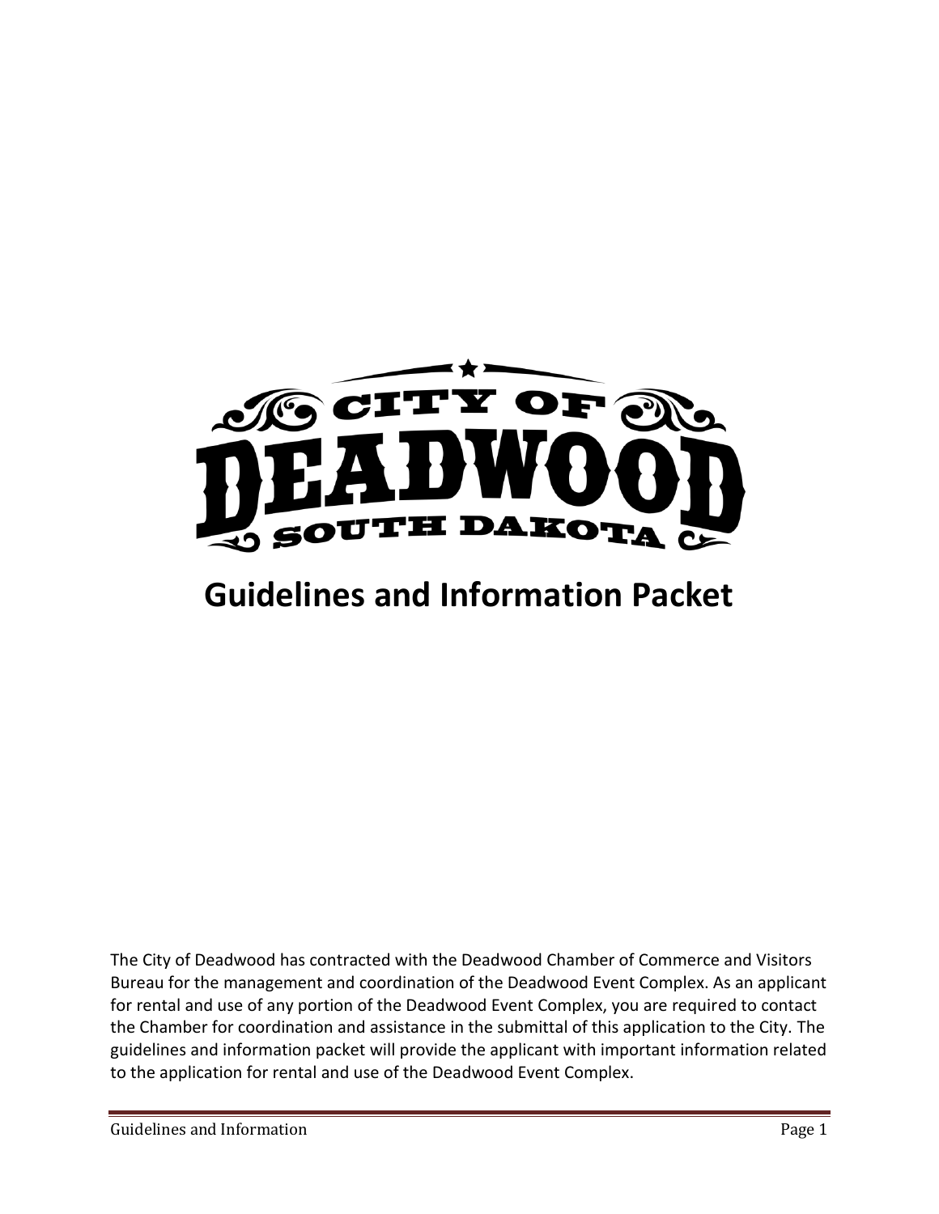CITY OF

DEADWOOD

SOUTH DAKOTA

# Guidelines and Information Packet

The City of Deadwood has contracted with the Deadwood Chamber of Commerce and Visitors Bureau for the management and coordination of the Deadwood Event Complex. As an applicant for rental and use of any portion of the Deadwood Event Complex, you are required to contact the Chamber for coordination and assistance in the submittal of this application to the City. The guidelines and information packet will provide the applicant with important information related to the application for rental and use of the Deadwood Event Complex.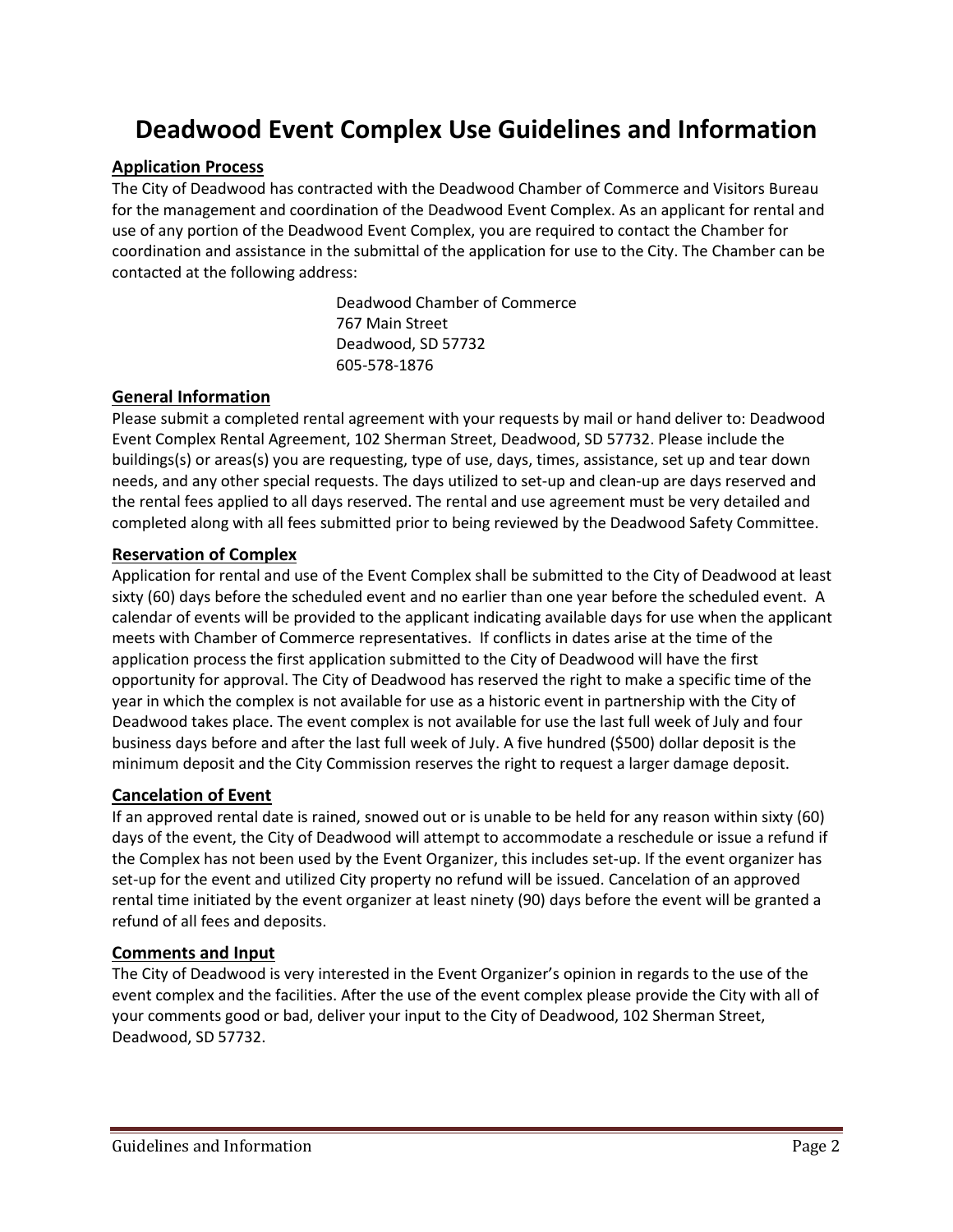# Deadwood Event Complex Use Guidelines and Information

## Application Process

The City of Deadwood has contracted with the Deadwood Chamber of Commerce and Visitors Bureau for the management and coordination of the Deadwood Event Complex. As an applicant for rental and use of any portion of the Deadwood Event Complex, you are required to contact the Chamber for coordination and assistance in the submittal of the application for use to the City. The Chamber can be contacted at the following address:

Deadwood Chamber of Commerce
767 Main Street
Deadwood, SD 57732
605-578-1876

## General Information

Please submit a completed rental agreement with your requests by mail or hand deliver to: Deadwood Event Complex Rental Agreement, 102 Sherman Street, Deadwood, SD 57732. Please include the buildings(s) or areas(s) you are requesting, type of use, days, times, assistance, set up and tear down needs, and any other special requests. The days utilized to set-up and clean-up are days reserved and the rental fees applied to all days reserved. The rental and use agreement must be very detailed and completed along with all fees submitted prior to being reviewed by the Deadwood Safety Committee.

## Reservation of Complex

Application for rental and use of the Event Complex shall be submitted to the City of Deadwood at least sixty (60) days before the scheduled event and no earlier than one year before the scheduled event. A calendar of events will be provided to the applicant indicating available days for use when the applicant meets with Chamber of Commerce representatives. If conflicts in dates arise at the time of the application process the first application submitted to the City of Deadwood will have the first opportunity for approval. The City of Deadwood has reserved the right to make a specific time of the year in which the complex is not available for use as a historic event in partnership with the City of Deadwood takes place. The event complex is not available for use the last full week of July and four business days before and after the last full week of July. A five hundred ($500) dollar deposit is the minimum deposit and the City Commission reserves the right to request a larger damage deposit.

## Cancelation of Event

If an approved rental date is rained, snowed out or is unable to be held for any reason within sixty (60) days of the event, the City of Deadwood will attempt to accommodate a reschedule or issue a refund if the Complex has not been used by the Event Organizer, this includes set-up. If the event organizer has set-up for the event and utilized City property no refund will be issued. Cancelation of an approved rental time initiated by the event organizer at least ninety (90) days before the event will be granted a refund of all fees and deposits.

## Comments and Input

The City of Deadwood is very interested in the Event Organizer's opinion in regards to the use of the event complex and the facilities. After the use of the event complex please provide the City with all of your comments good or bad, deliver your input to the City of Deadwood, 102 Sherman Street, Deadwood, SD 57732.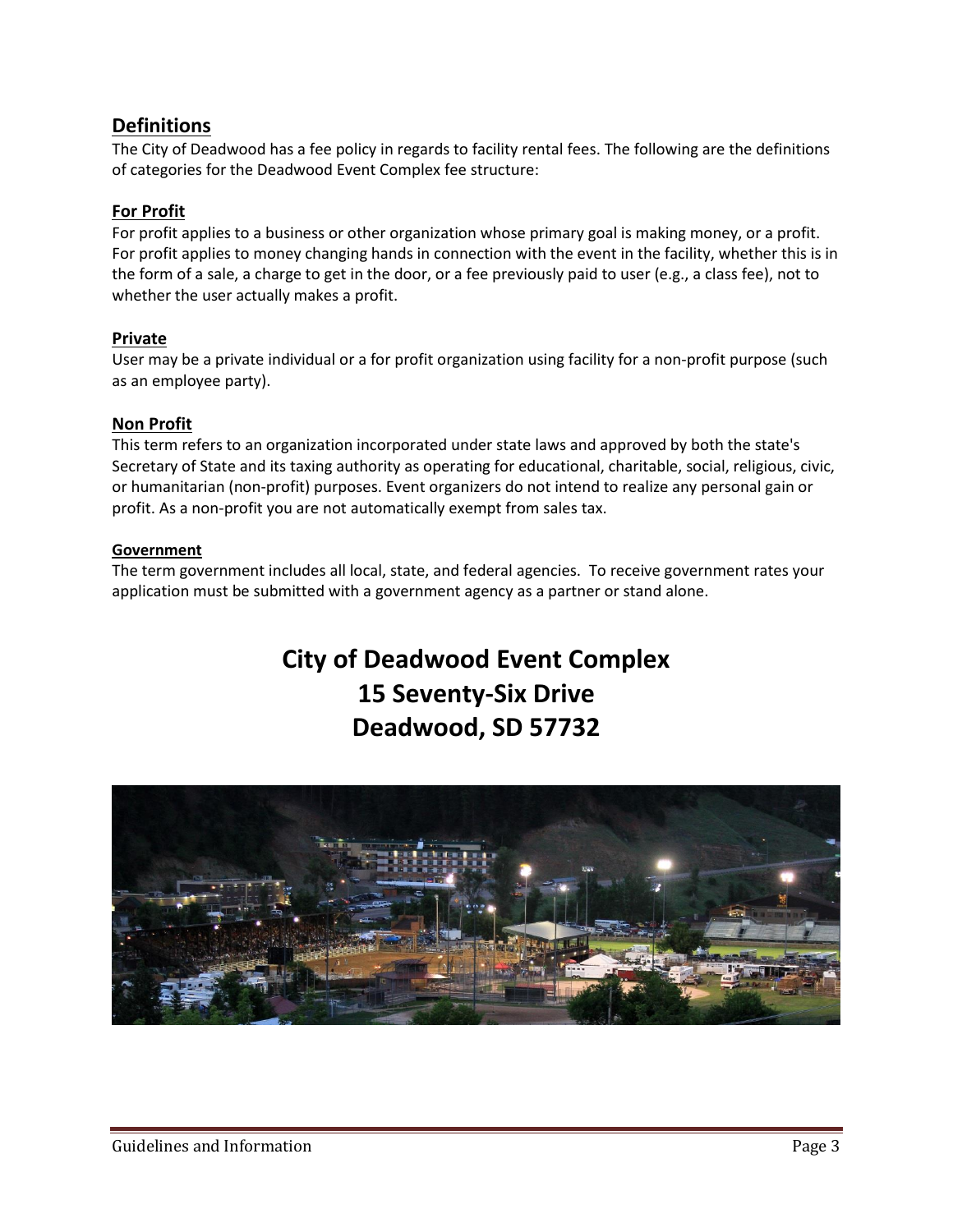## Definitions

The City of Deadwood has a fee policy in regards to facility rental fees. The following are the definitions of categories for the Deadwood Event Complex fee structure:

### For Profit

For profit applies to a business or other organization whose primary goal is making money, or a profit. For profit applies to money changing hands in connection with the event in the facility, whether this is in the form of a sale, a charge to get in the door, or a fee previously paid to user (e.g., a class fee), not to whether the user actually makes a profit.

### Private

User may be a private individual or a for profit organization using facility for a non-profit purpose (such as an employee party).

### Non Profit

This term refers to an organization incorporated under state laws and approved by both the state's Secretary of State and its taxing authority as operating for educational, charitable, social, religious, civic, or humanitarian (non-profit) purposes. Event organizers do not intend to realize any personal gain or profit. As a non-profit you are not automatically exempt from sales tax.

### Government

The term government includes all local, state, and federal agencies. To receive government rates your application must be submitted with a government agency as a partner or stand alone.

# City of Deadwood Event Complex
# 15 Seventy-Six Drive
# Deadwood, SD 57732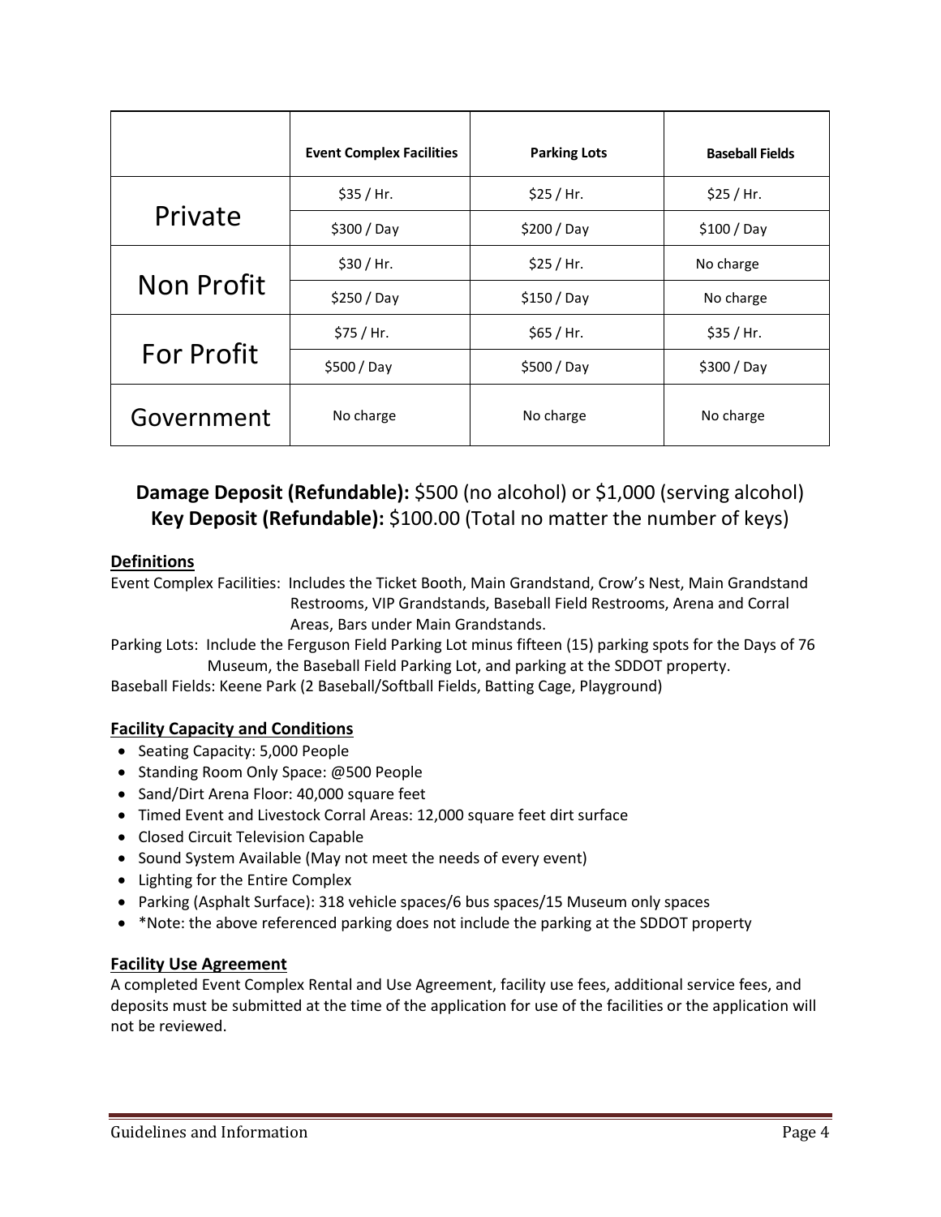| | Event Complex Facilities | Parking Lots | Baseball Fields |
|---|---|---|---|
| Private | $35 / Hr. | $25 / Hr. | $25 / Hr. |
| | $300 / Day | $200 / Day | $100 / Day |
| Non Profit | $30 / Hr. | $25 / Hr. | No charge |
| | $250 / Day | $150 / Day | No charge |
| For Profit | $75 / Hr. | $65 / Hr. | $35 / Hr. |
| | $500 / Day | $500 / Day | $300 / Day |
| Government | No charge | No charge | No charge |

**Damage Deposit (Refundable):** $500 (no alcohol) or $1,000 (serving alcohol)
**Key Deposit (Refundable):** $100.00 (Total no matter the number of keys)

**Definitions**

Event Complex Facilities: Includes the Ticket Booth, Main Grandstand, Crow's Nest, Main Grandstand Restrooms, VIP Grandstands, Baseball Field Restrooms, Arena and Corral Areas, Bars under Main Grandstands.

Parking Lots: Include the Ferguson Field Parking Lot minus fifteen (15) parking spots for the Days of 76 Museum, the Baseball Field Parking Lot, and parking at the SDDOT property.

Baseball Fields: Keene Park (2 Baseball/Softball Fields, Batting Cage, Playground)

**Facility Capacity and Conditions**

- Seating Capacity: 5,000 People
- Standing Room Only Space: @500 People
- Sand/Dirt Arena Floor: 40,000 square feet
- Timed Event and Livestock Corral Areas: 12,000 square feet dirt surface
- Closed Circuit Television Capable
- Sound System Available (May not meet the needs of every event)
- Lighting for the Entire Complex
- Parking (Asphalt Surface): 318 vehicle spaces/6 bus spaces/15 Museum only spaces
- *Note: the above referenced parking does not include the parking at the SDDOT property

**Facility Use Agreement**

A completed Event Complex Rental and Use Agreement, facility use fees, additional service fees, and deposits must be submitted at the time of the application for use of the facilities or the application will not be reviewed.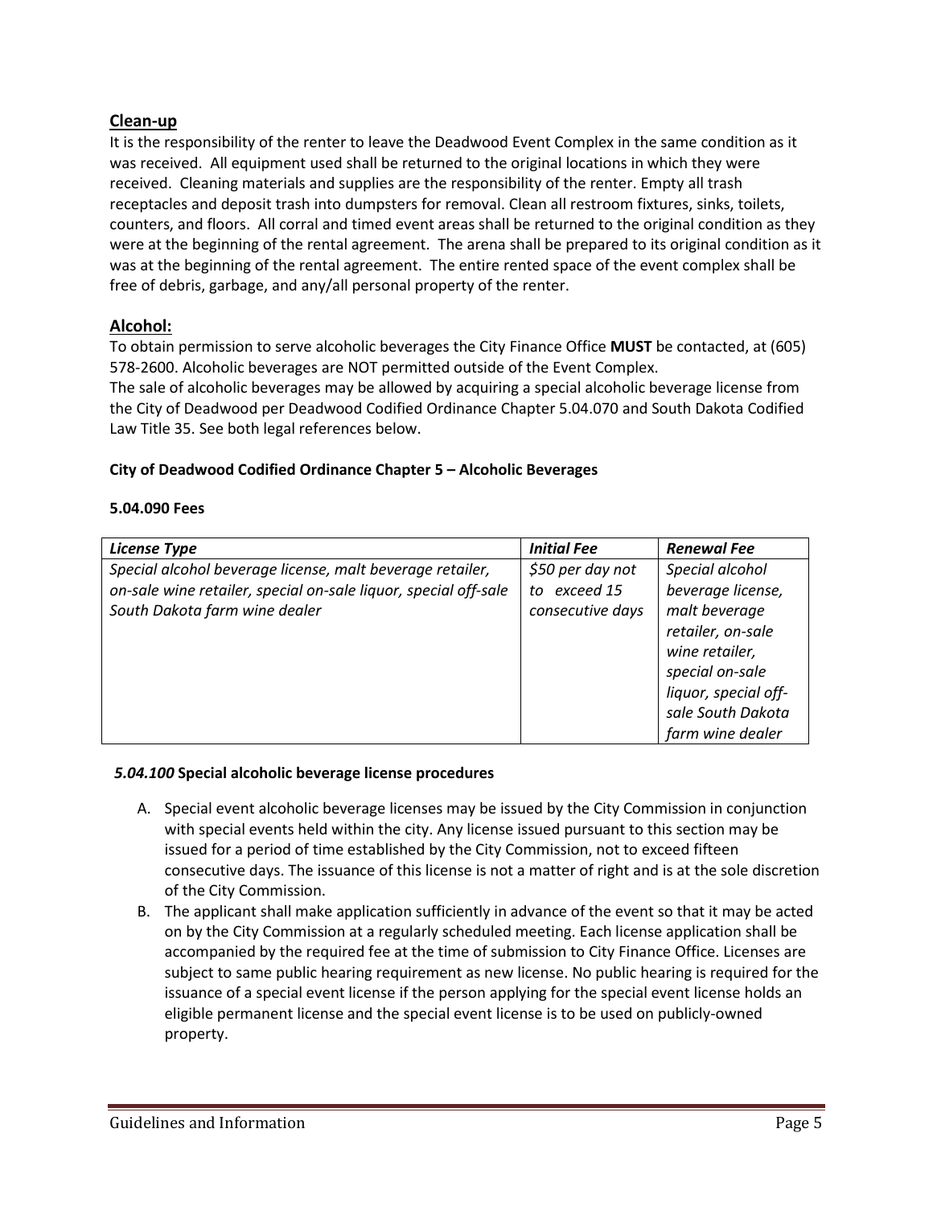## Clean-up

It is the responsibility of the renter to leave the Deadwood Event Complex in the same condition as it was received. All equipment used shall be returned to the original locations in which they were received. Cleaning materials and supplies are the responsibility of the renter. Empty all trash receptacles and deposit trash into dumpsters for removal. Clean all restroom fixtures, sinks, toilets, counters, and floors. All corral and timed event areas shall be returned to the original condition as they were at the beginning of the rental agreement. The arena shall be prepared to its original condition as it was at the beginning of the rental agreement. The entire rented space of the event complex shall be free of debris, garbage, and any/all personal property of the renter.

## Alcohol:

To obtain permission to serve alcoholic beverages the City Finance Office **MUST** be contacted, at (605) 578-2600. Alcoholic beverages are NOT permitted outside of the Event Complex.
The sale of alcoholic beverages may be allowed by acquiring a special alcoholic beverage license from the City of Deadwood per Deadwood Codified Ordinance Chapter 5.04.070 and South Dakota Codified Law Title 35. See both legal references below.

**City of Deadwood Codified Ordinance Chapter 5 – Alcoholic Beverages**

**5.04.090 Fees**

| *License Type* | *Initial Fee* | *Renewal Fee* |
| --- | --- | --- |
| *Special alcohol beverage license, malt beverage retailer, on-sale wine retailer, special on-sale liquor, special off-sale South Dakota farm wine dealer* | *$50 per day not to exceed 15 consecutive days* | *Special alcohol beverage license, malt beverage retailer, on-sale wine retailer, special on-sale liquor, special off-sale South Dakota farm wine dealer* |

***5.04.100* Special alcoholic beverage license procedures**

A. Special event alcoholic beverage licenses may be issued by the City Commission in conjunction with special events held within the city. Any license issued pursuant to this section may be issued for a period of time established by the City Commission, not to exceed fifteen consecutive days. The issuance of this license is not a matter of right and is at the sole discretion of the City Commission.
B. The applicant shall make application sufficiently in advance of the event so that it may be acted on by the City Commission at a regularly scheduled meeting. Each license application shall be accompanied by the required fee at the time of submission to City Finance Office. Licenses are subject to same public hearing requirement as new license. No public hearing is required for the issuance of a special event license if the person applying for the special event license holds an eligible permanent license and the special event license is to be used on publicly-owned property.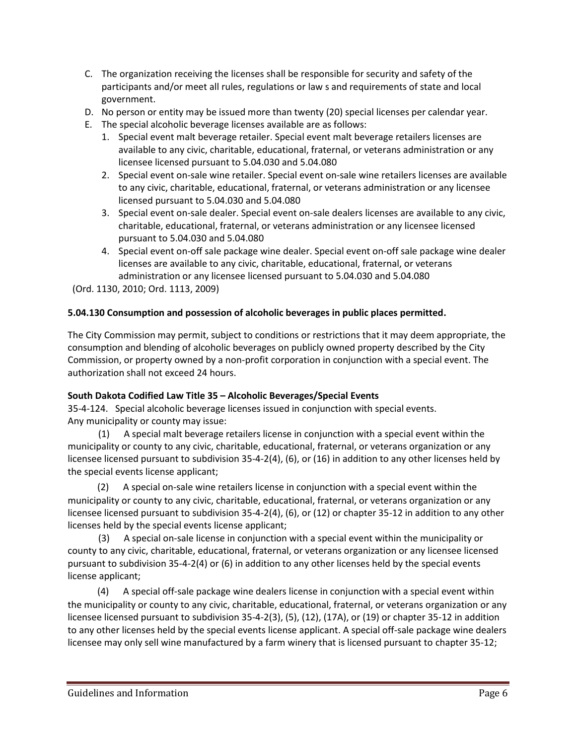C. The organization receiving the licenses shall be responsible for security and safety of the participants and/or meet all rules, regulations or law s and requirements of state and local government.

D. No person or entity may be issued more than twenty (20) special licenses per calendar year.

E. The special alcoholic beverage licenses available are as follows:

   1. Special event malt beverage retailer. Special event malt beverage retailers licenses are available to any civic, charitable, educational, fraternal, or veterans administration or any licensee licensed pursuant to 5.04.030 and 5.04.080
   2. Special event on-sale wine retailer. Special event on-sale wine retailers licenses are available to any civic, charitable, educational, fraternal, or veterans administration or any licensee licensed pursuant to 5.04.030 and 5.04.080
   3. Special event on-sale dealer. Special event on-sale dealers licenses are available to any civic, charitable, educational, fraternal, or veterans administration or any licensee licensed pursuant to 5.04.030 and 5.04.080
   4. Special event on-off sale package wine dealer. Special event on-off sale package wine dealer licenses are available to any civic, charitable, educational, fraternal, or veterans administration or any licensee licensed pursuant to 5.04.030 and 5.04.080

(Ord. 1130, 2010; Ord. 1113, 2009)

**5.04.130 Consumption and possession of alcoholic beverages in public places permitted.**

The City Commission may permit, subject to conditions or restrictions that it may deem appropriate, the consumption and blending of alcoholic beverages on publicly owned property described by the City Commission, or property owned by a non-profit corporation in conjunction with a special event. The authorization shall not exceed 24 hours.

**South Dakota Codified Law Title 35 – Alcoholic Beverages/Special Events**

35-4-124. Special alcoholic beverage licenses issued in conjunction with special events. Any municipality or county may issue:

(1) A special malt beverage retailers license in conjunction with a special event within the municipality or county to any civic, charitable, educational, fraternal, or veterans organization or any licensee licensed pursuant to subdivision 35-4-2(4), (6), or (16) in addition to any other licenses held by the special events license applicant;

(2) A special on-sale wine retailers license in conjunction with a special event within the municipality or county to any civic, charitable, educational, fraternal, or veterans organization or any licensee licensed pursuant to subdivision 35-4-2(4), (6), or (12) or chapter 35-12 in addition to any other licenses held by the special events license applicant;

(3) A special on-sale license in conjunction with a special event within the municipality or county to any civic, charitable, educational, fraternal, or veterans organization or any licensee licensed pursuant to subdivision 35-4-2(4) or (6) in addition to any other licenses held by the special events license applicant;

(4) A special off-sale package wine dealers license in conjunction with a special event within the municipality or county to any civic, charitable, educational, fraternal, or veterans organization or any licensee licensed pursuant to subdivision 35-4-2(3), (5), (12), (17A), or (19) or chapter 35-12 in addition to any other licenses held by the special events license applicant. A special off-sale package wine dealers licensee may only sell wine manufactured by a farm winery that is licensed pursuant to chapter 35-12;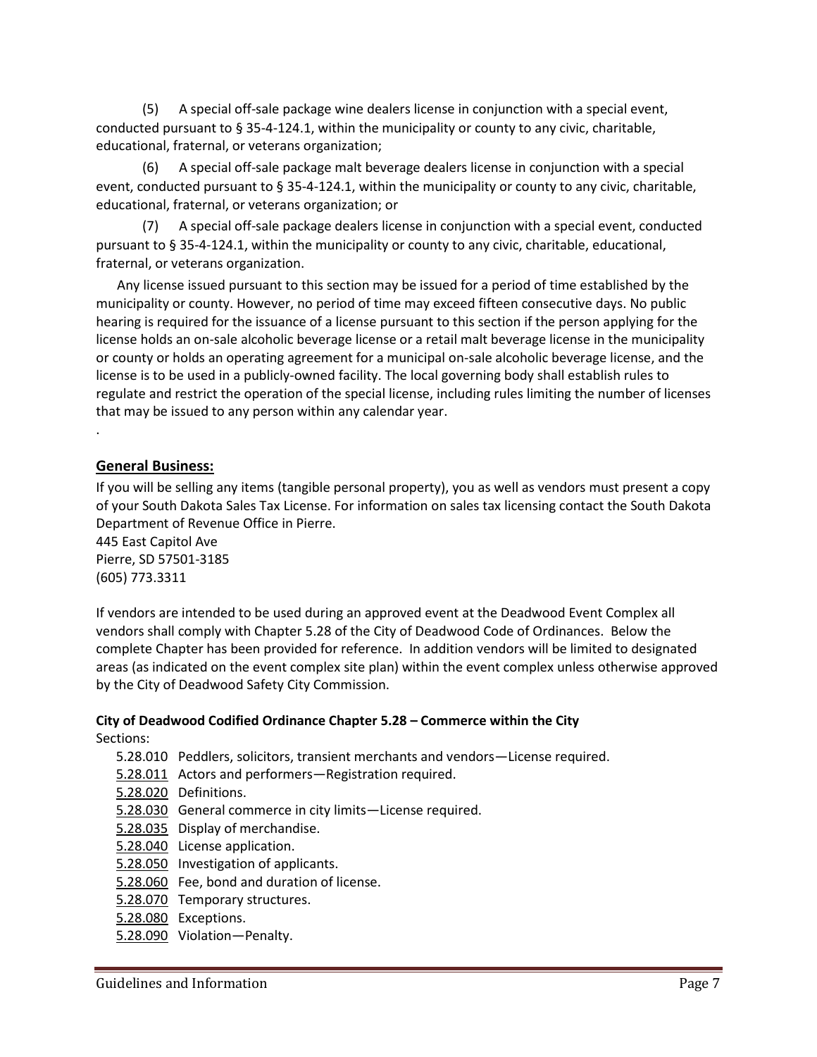(5) A special off-sale package wine dealers license in conjunction with a special event, conducted pursuant to § 35-4-124.1, within the municipality or county to any civic, charitable, educational, fraternal, or veterans organization;

(6) A special off-sale package malt beverage dealers license in conjunction with a special event, conducted pursuant to § 35-4-124.1, within the municipality or county to any civic, charitable, educational, fraternal, or veterans organization; or

(7) A special off-sale package dealers license in conjunction with a special event, conducted pursuant to § 35-4-124.1, within the municipality or county to any civic, charitable, educational, fraternal, or veterans organization.

Any license issued pursuant to this section may be issued for a period of time established by the municipality or county. However, no period of time may exceed fifteen consecutive days. No public hearing is required for the issuance of a license pursuant to this section if the person applying for the license holds an on-sale alcoholic beverage license or a retail malt beverage license in the municipality or county or holds an operating agreement for a municipal on-sale alcoholic beverage license, and the license is to be used in a publicly-owned facility. The local governing body shall establish rules to regulate and restrict the operation of the special license, including rules limiting the number of licenses that may be issued to any person within any calendar year.

.

## General Business:

If you will be selling any items (tangible personal property), you as well as vendors must present a copy of your South Dakota Sales Tax License. For information on sales tax licensing contact the South Dakota Department of Revenue Office in Pierre.
445 East Capitol Ave
Pierre, SD 57501-3185
(605) 773.3311

If vendors are intended to be used during an approved event at the Deadwood Event Complex all vendors shall comply with Chapter 5.28 of the City of Deadwood Code of Ordinances. Below the complete Chapter has been provided for reference. In addition vendors will be limited to designated areas (as indicated on the event complex site plan) within the event complex unless otherwise approved by the City of Deadwood Safety City Commission.

**City of Deadwood Codified Ordinance Chapter 5.28 – Commerce within the City**

Sections:

- 5.28.010 Peddlers, solicitors, transient merchants and vendors—License required.
- 5.28.011 Actors and performers—Registration required.
- 5.28.020 Definitions.
- 5.28.030 General commerce in city limits—License required.
- 5.28.035 Display of merchandise.
- 5.28.040 License application.
- 5.28.050 Investigation of applicants.
- 5.28.060 Fee, bond and duration of license.
- 5.28.070 Temporary structures.
- 5.28.080 Exceptions.
- 5.28.090 Violation—Penalty.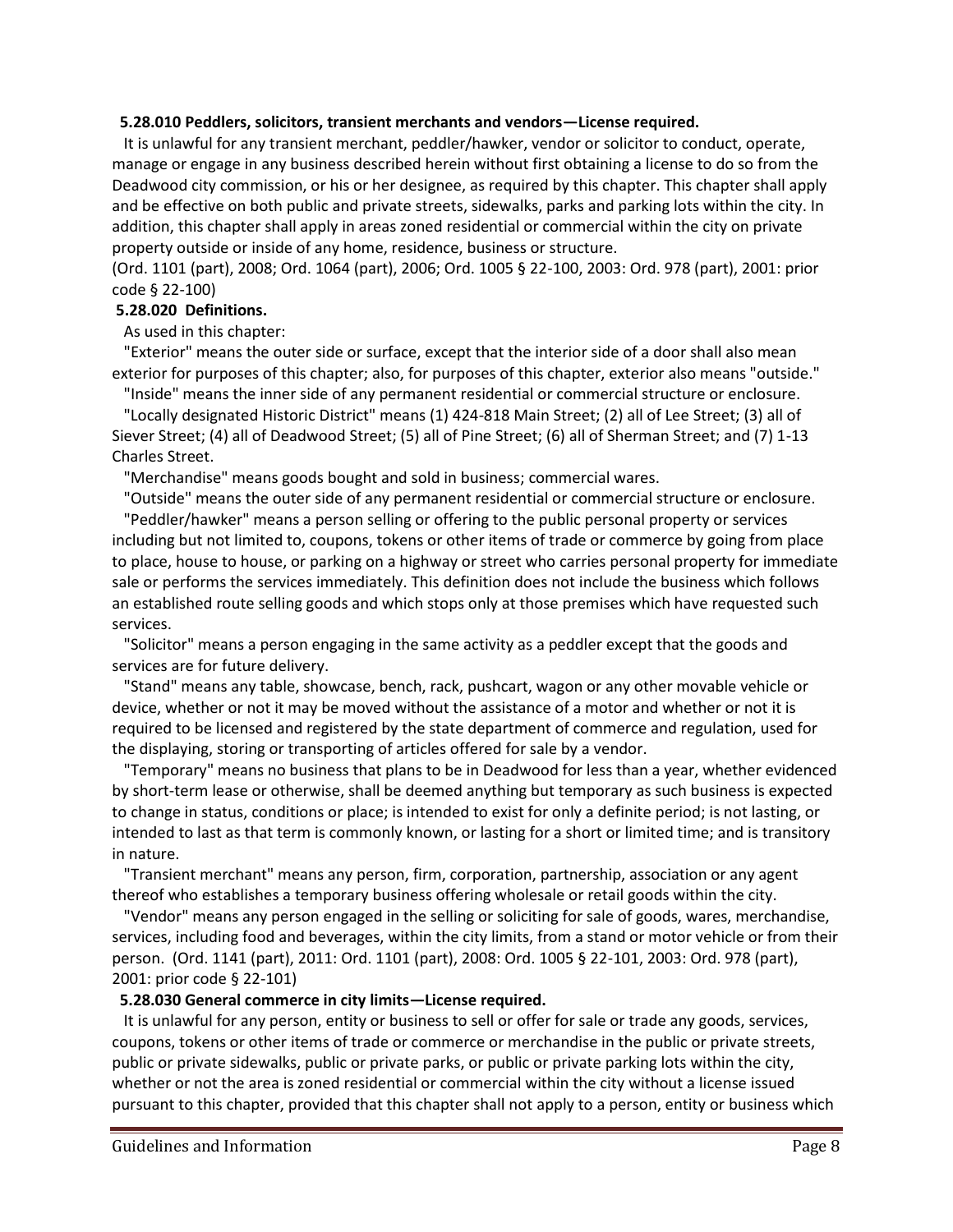**5.28.010 Peddlers, solicitors, transient merchants and vendors—License required.**

It is unlawful for any transient merchant, peddler/hawker, vendor or solicitor to conduct, operate, manage or engage in any business described herein without first obtaining a license to do so from the Deadwood city commission, or his or her designee, as required by this chapter. This chapter shall apply and be effective on both public and private streets, sidewalks, parks and parking lots within the city. In addition, this chapter shall apply in areas zoned residential or commercial within the city on private property outside or inside of any home, residence, business or structure.

(Ord. 1101 (part), 2008; Ord. 1064 (part), 2006; Ord. 1005 § 22-100, 2003: Ord. 978 (part), 2001: prior code § 22-100)

**5.28.020 Definitions.**

As used in this chapter:

"Exterior" means the outer side or surface, except that the interior side of a door shall also mean exterior for purposes of this chapter; also, for purposes of this chapter, exterior also means "outside."

"Inside" means the inner side of any permanent residential or commercial structure or enclosure.

"Locally designated Historic District" means (1) 424-818 Main Street; (2) all of Lee Street; (3) all of Siever Street; (4) all of Deadwood Street; (5) all of Pine Street; (6) all of Sherman Street; and (7) 1-13 Charles Street.

"Merchandise" means goods bought and sold in business; commercial wares.

"Outside" means the outer side of any permanent residential or commercial structure or enclosure.

"Peddler/hawker" means a person selling or offering to the public personal property or services including but not limited to, coupons, tokens or other items of trade or commerce by going from place to place, house to house, or parking on a highway or street who carries personal property for immediate sale or performs the services immediately. This definition does not include the business which follows an established route selling goods and which stops only at those premises which have requested such services.

"Solicitor" means a person engaging in the same activity as a peddler except that the goods and services are for future delivery.

"Stand" means any table, showcase, bench, rack, pushcart, wagon or any other movable vehicle or device, whether or not it may be moved without the assistance of a motor and whether or not it is required to be licensed and registered by the state department of commerce and regulation, used for the displaying, storing or transporting of articles offered for sale by a vendor.

"Temporary" means no business that plans to be in Deadwood for less than a year, whether evidenced by short-term lease or otherwise, shall be deemed anything but temporary as such business is expected to change in status, conditions or place; is intended to exist for only a definite period; is not lasting, or intended to last as that term is commonly known, or lasting for a short or limited time; and is transitory in nature.

"Transient merchant" means any person, firm, corporation, partnership, association or any agent thereof who establishes a temporary business offering wholesale or retail goods within the city.

"Vendor" means any person engaged in the selling or soliciting for sale of goods, wares, merchandise, services, including food and beverages, within the city limits, from a stand or motor vehicle or from their person. (Ord. 1141 (part), 2011: Ord. 1101 (part), 2008: Ord. 1005 § 22-101, 2003: Ord. 978 (part), 2001: prior code § 22-101)

**5.28.030 General commerce in city limits—License required.**

It is unlawful for any person, entity or business to sell or offer for sale or trade any goods, services, coupons, tokens or other items of trade or commerce or merchandise in the public or private streets, public or private sidewalks, public or private parks, or public or private parking lots within the city, whether or not the area is zoned residential or commercial within the city without a license issued pursuant to this chapter, provided that this chapter shall not apply to a person, entity or business which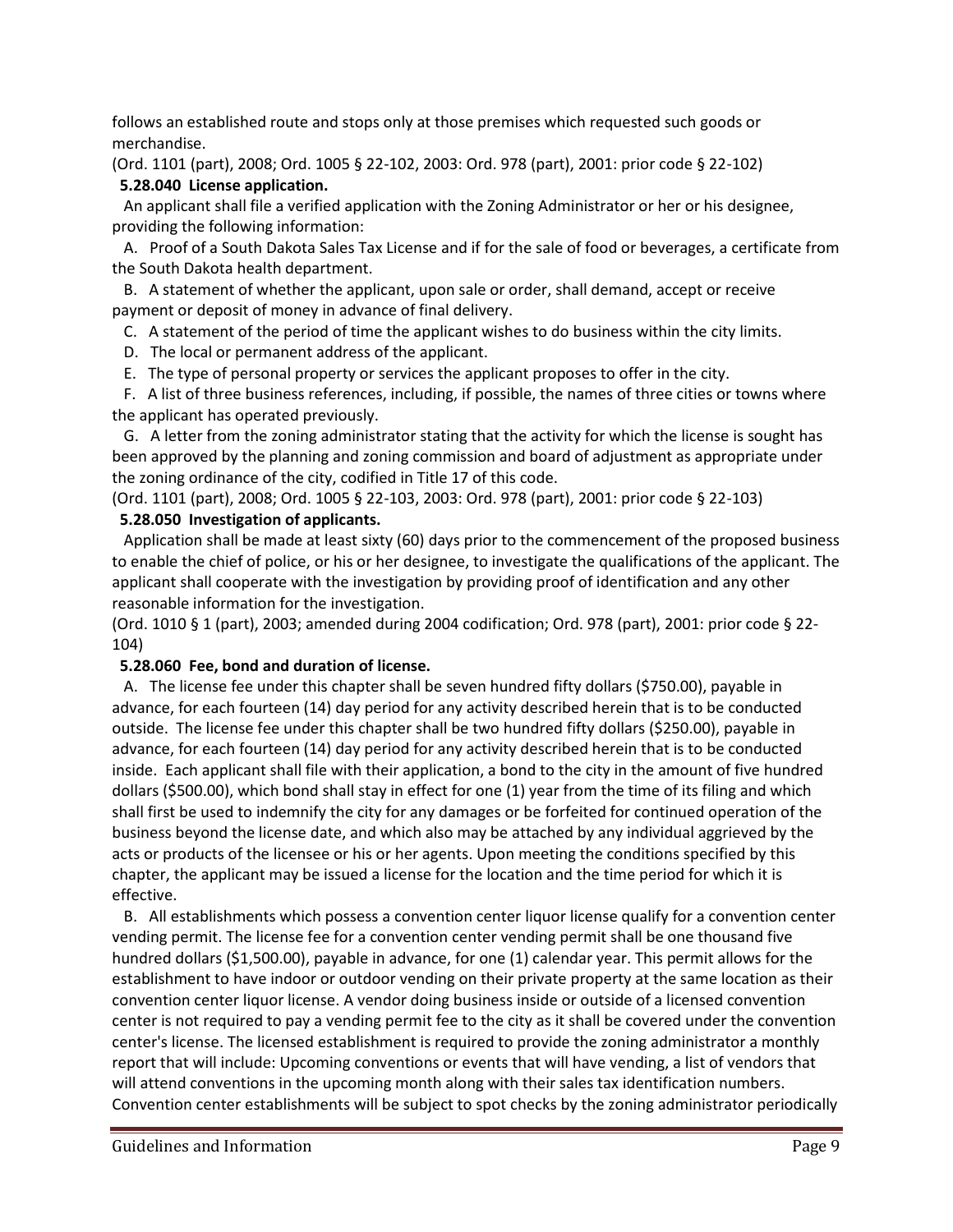follows an established route and stops only at those premises which requested such goods or merchandise.

(Ord. 1101 (part), 2008; Ord. 1005 § 22-102, 2003: Ord. 978 (part), 2001: prior code § 22-102)

**5.28.040 License application.**

An applicant shall file a verified application with the Zoning Administrator or her or his designee, providing the following information:

A. Proof of a South Dakota Sales Tax License and if for the sale of food or beverages, a certificate from the South Dakota health department.

B. A statement of whether the applicant, upon sale or order, shall demand, accept or receive payment or deposit of money in advance of final delivery.

C. A statement of the period of time the applicant wishes to do business within the city limits.

D. The local or permanent address of the applicant.

E. The type of personal property or services the applicant proposes to offer in the city.

F. A list of three business references, including, if possible, the names of three cities or towns where the applicant has operated previously.

G. A letter from the zoning administrator stating that the activity for which the license is sought has been approved by the planning and zoning commission and board of adjustment as appropriate under the zoning ordinance of the city, codified in Title 17 of this code.

(Ord. 1101 (part), 2008; Ord. 1005 § 22-103, 2003: Ord. 978 (part), 2001: prior code § 22-103)

**5.28.050 Investigation of applicants.**

Application shall be made at least sixty (60) days prior to the commencement of the proposed business to enable the chief of police, or his or her designee, to investigate the qualifications of the applicant. The applicant shall cooperate with the investigation by providing proof of identification and any other reasonable information for the investigation.

(Ord. 1010 § 1 (part), 2003; amended during 2004 codification; Ord. 978 (part), 2001: prior code § 22-104)

**5.28.060 Fee, bond and duration of license.**

A. The license fee under this chapter shall be seven hundred fifty dollars ($750.00), payable in advance, for each fourteen (14) day period for any activity described herein that is to be conducted outside. The license fee under this chapter shall be two hundred fifty dollars ($250.00), payable in advance, for each fourteen (14) day period for any activity described herein that is to be conducted inside. Each applicant shall file with their application, a bond to the city in the amount of five hundred dollars ($500.00), which bond shall stay in effect for one (1) year from the time of its filing and which shall first be used to indemnify the city for any damages or be forfeited for continued operation of the business beyond the license date, and which also may be attached by any individual aggrieved by the acts or products of the licensee or his or her agents. Upon meeting the conditions specified by this chapter, the applicant may be issued a license for the location and the time period for which it is effective.

B. All establishments which possess a convention center liquor license qualify for a convention center vending permit. The license fee for a convention center vending permit shall be one thousand five hundred dollars ($1,500.00), payable in advance, for one (1) calendar year. This permit allows for the establishment to have indoor or outdoor vending on their private property at the same location as their convention center liquor license. A vendor doing business inside or outside of a licensed convention center is not required to pay a vending permit fee to the city as it shall be covered under the convention center's license. The licensed establishment is required to provide the zoning administrator a monthly report that will include: Upcoming conventions or events that will have vending, a list of vendors that will attend conventions in the upcoming month along with their sales tax identification numbers. Convention center establishments will be subject to spot checks by the zoning administrator periodically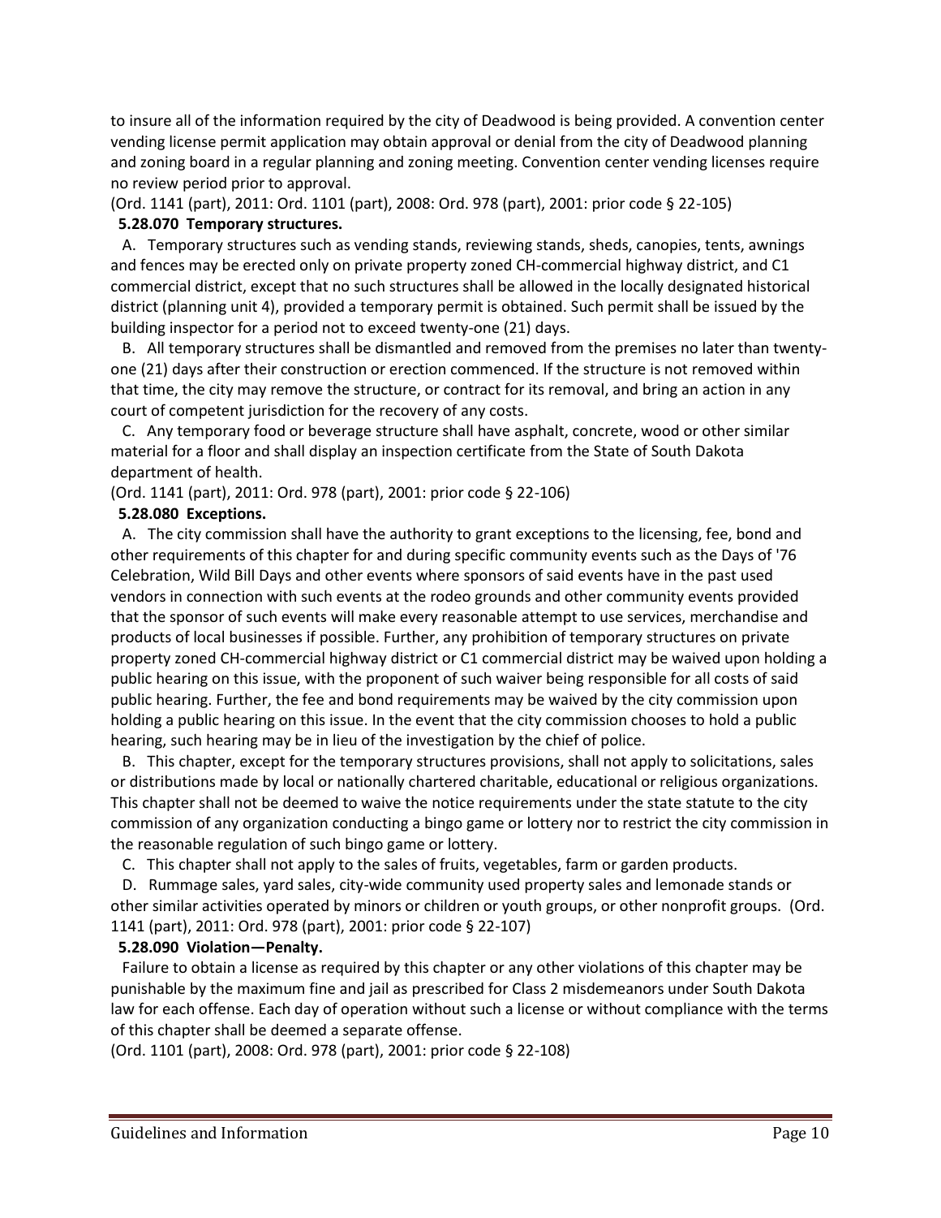to insure all of the information required by the city of Deadwood is being provided. A convention center vending license permit application may obtain approval or denial from the city of Deadwood planning and zoning board in a regular planning and zoning meeting. Convention center vending licenses require no review period prior to approval.

(Ord. 1141 (part), 2011: Ord. 1101 (part), 2008: Ord. 978 (part), 2001: prior code § 22-105)

**5.28.070 Temporary structures.**

A. Temporary structures such as vending stands, reviewing stands, sheds, canopies, tents, awnings and fences may be erected only on private property zoned CH-commercial highway district, and C1 commercial district, except that no such structures shall be allowed in the locally designated historical district (planning unit 4), provided a temporary permit is obtained. Such permit shall be issued by the building inspector for a period not to exceed twenty-one (21) days.

B. All temporary structures shall be dismantled and removed from the premises no later than twenty-one (21) days after their construction or erection commenced. If the structure is not removed within that time, the city may remove the structure, or contract for its removal, and bring an action in any court of competent jurisdiction for the recovery of any costs.

C. Any temporary food or beverage structure shall have asphalt, concrete, wood or other similar material for a floor and shall display an inspection certificate from the State of South Dakota department of health.

(Ord. 1141 (part), 2011: Ord. 978 (part), 2001: prior code § 22-106)

**5.28.080 Exceptions.**

A. The city commission shall have the authority to grant exceptions to the licensing, fee, bond and other requirements of this chapter for and during specific community events such as the Days of '76 Celebration, Wild Bill Days and other events where sponsors of said events have in the past used vendors in connection with such events at the rodeo grounds and other community events provided that the sponsor of such events will make every reasonable attempt to use services, merchandise and products of local businesses if possible. Further, any prohibition of temporary structures on private property zoned CH-commercial highway district or C1 commercial district may be waived upon holding a public hearing on this issue, with the proponent of such waiver being responsible for all costs of said public hearing. Further, the fee and bond requirements may be waived by the city commission upon holding a public hearing on this issue. In the event that the city commission chooses to hold a public hearing, such hearing may be in lieu of the investigation by the chief of police.

B. This chapter, except for the temporary structures provisions, shall not apply to solicitations, sales or distributions made by local or nationally chartered charitable, educational or religious organizations. This chapter shall not be deemed to waive the notice requirements under the state statute to the city commission of any organization conducting a bingo game or lottery nor to restrict the city commission in the reasonable regulation of such bingo game or lottery.

C. This chapter shall not apply to the sales of fruits, vegetables, farm or garden products.

D. Rummage sales, yard sales, city-wide community used property sales and lemonade stands or other similar activities operated by minors or children or youth groups, or other nonprofit groups. (Ord. 1141 (part), 2011: Ord. 978 (part), 2001: prior code § 22-107)

**5.28.090 Violation—Penalty.**

Failure to obtain a license as required by this chapter or any other violations of this chapter may be punishable by the maximum fine and jail as prescribed for Class 2 misdemeanors under South Dakota law for each offense. Each day of operation without such a license or without compliance with the terms of this chapter shall be deemed a separate offense.

(Ord. 1101 (part), 2008: Ord. 978 (part), 2001: prior code § 22-108)